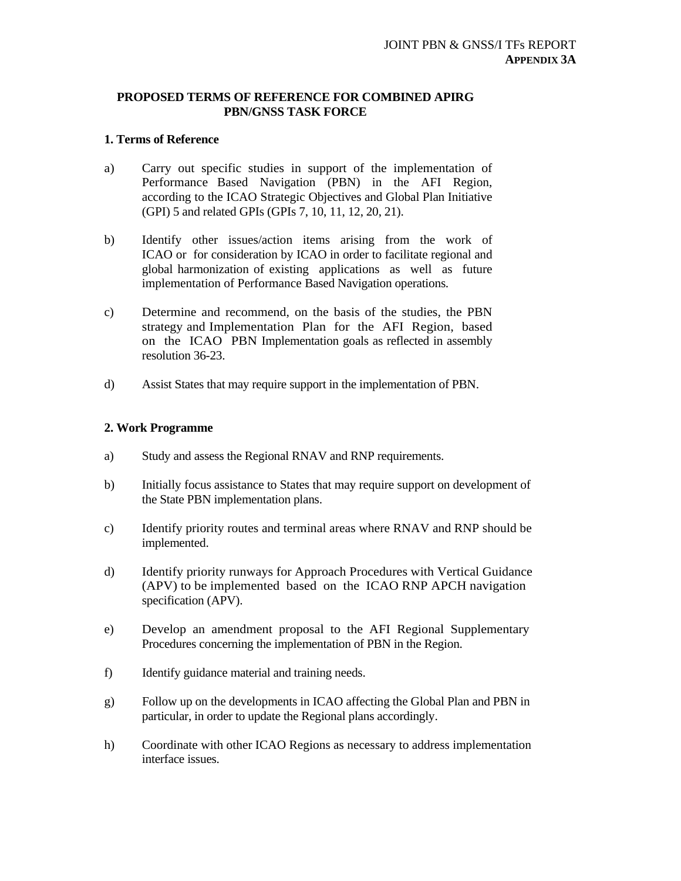# PROPOSED TERMS OF REFERENCE FOR COMBINED APIRG PBN/GNSS TASK FORCE

## 1. Terms of Reference

a) Carry out specific studies in support of the implementation of Performance Based Navigation (PBN) in the AFI Region, according to the ICAO Strategic Objectives and Global Plan Initiative (GPI) 5 and related GPIs (GPIs 7, 10, 11, 12, 20, 21).

b) Identify other issues/action items arising from the work of ICAO or for consideration by ICAO in order to facilitate regional and global harmonization of existing applications as well as future implementation of Performance Based Navigation operations.

c) Determine and recommend, on the basis of the studies, the PBN strategy and Implementation Plan for the AFI Region, based on the ICAO PBN Implementation goals as reflected in assembly resolution 36-23.

d) Assist States that may require support in the implementation of PBN.

## 2. Work Programme

a) Study and assess the Regional RNAV and RNP requirements.

b) Initially focus assistance to States that may require support on development of the State PBN implementation plans.

c) Identify priority routes and terminal areas where RNAV and RNP should be implemented.

d) Identify priority runways for Approach Procedures with Vertical Guidance (APV) to be implemented based on the ICAO RNP APCH navigation specification (APV).

e) Develop an amendment proposal to the AFI Regional Supplementary Procedures concerning the implementation of PBN in the Region.

f) Identify guidance material and training needs.

g) Follow up on the developments in ICAO affecting the Global Plan and PBN in particular, in order to update the Regional plans accordingly.

h) Coordinate with other ICAO Regions as necessary to address implementation interface issues.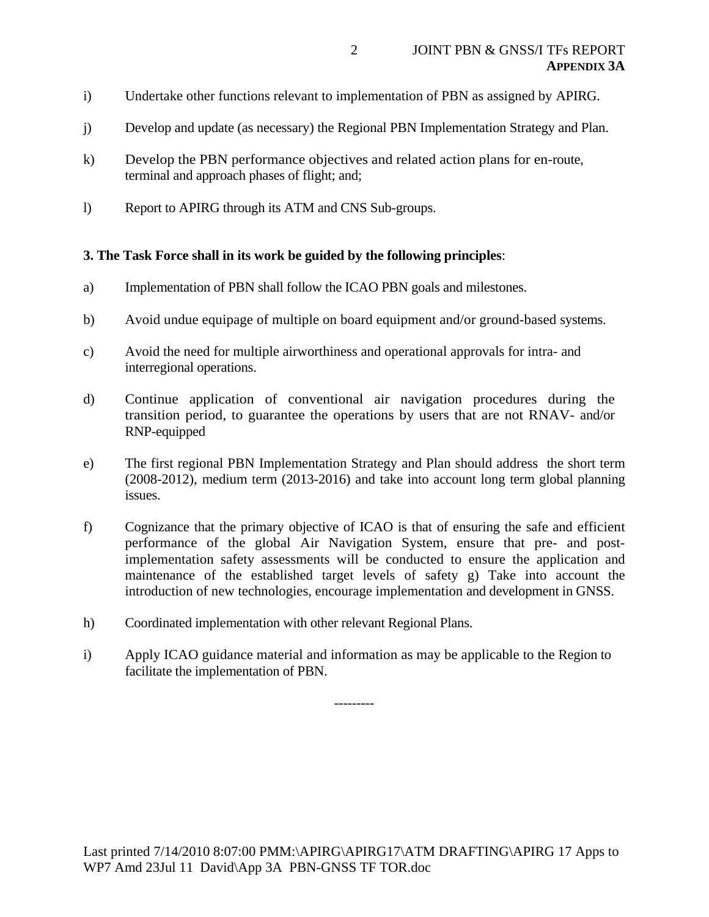i) Undertake other functions relevant to implementation of PBN as assigned by APIRG.

j) Develop and update (as necessary) the Regional PBN Implementation Strategy and Plan.

k) Develop the PBN performance objectives and related action plans for en-route, terminal and approach phases of flight; and;

l) Report to APIRG through its ATM and CNS Sub-groups.

**3. The Task Force shall in its work be guided by the following principles**:

a) Implementation of PBN shall follow the ICAO PBN goals and milestones.

b) Avoid undue equipage of multiple on board equipment and/or ground-based systems.

c) Avoid the need for multiple airworthiness and operational approvals for intra- and interregional operations.

d) Continue application of conventional air navigation procedures during the transition period, to guarantee the operations by users that are not RNAV- and/or RNP-equipped

e) The first regional PBN Implementation Strategy and Plan should address the short term (2008-2012), medium term (2013-2016) and take into account long term global planning issues.

f) Cognizance that the primary objective of ICAO is that of ensuring the safe and efficient performance of the global Air Navigation System, ensure that pre- and post-implementation safety assessments will be conducted to ensure the application and maintenance of the established target levels of safety g) Take into account the introduction of new technologies, encourage implementation and development in GNSS.

h) Coordinated implementation with other relevant Regional Plans.

i) Apply ICAO guidance material and information as may be applicable to the Region to facilitate the implementation of PBN.

---------